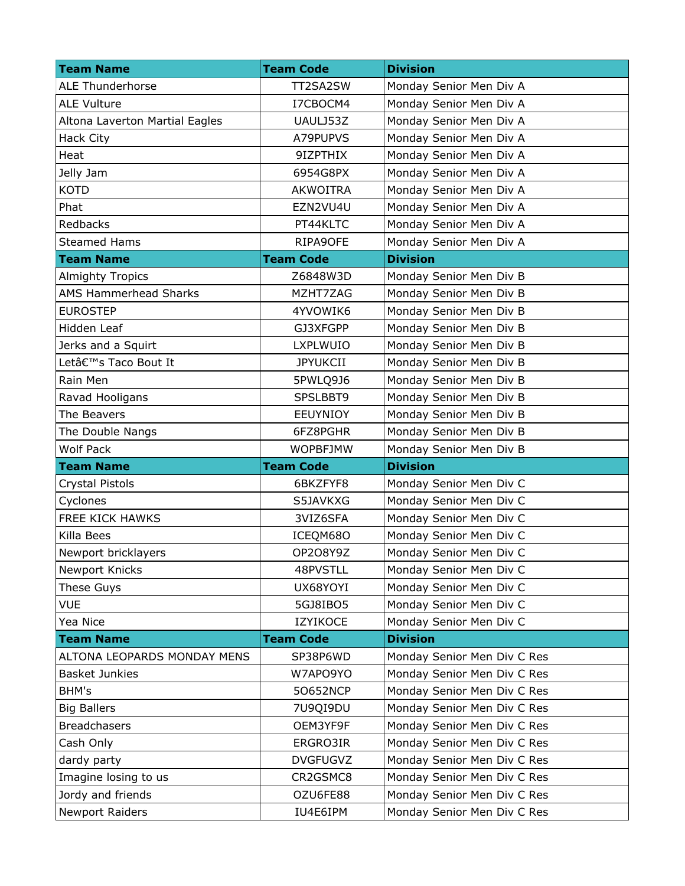| Team Name | Team Code | Division |
|---|---|---|
| ALE Thunderhorse | TT2SA2SW | Monday Senior Men Div A |
| ALE Vulture | I7CBOCM4 | Monday Senior Men Div A |
| Altona Laverton Martial Eagles | UAULJ53Z | Monday Senior Men Div A |
| Hack City | A79PUPVS | Monday Senior Men Div A |
| Heat | 9IZPTHIX | Monday Senior Men Div A |
| Jelly Jam | 6954G8PX | Monday Senior Men Div A |
| KOTD | AKWOITRA | Monday Senior Men Div A |
| Phat | EZN2VU4U | Monday Senior Men Div A |
| Redbacks | PT44KLTC | Monday Senior Men Div A |
| Steamed Hams | RIPA9OFE | Monday Senior Men Div A |
| **Team Name** | **Team Code** | **Division** |
| Almighty Tropics | Z6848W3D | Monday Senior Men Div B |
| AMS Hammerhead Sharks | MZHT7ZAG | Monday Senior Men Div B |
| EUROSTEP | 4YVOWIK6 | Monday Senior Men Div B |
| Hidden Leaf | GJ3XFGPP | Monday Senior Men Div B |
| Jerks and a Squirt | LXPLWUIO | Monday Senior Men Div B |
| Letâ€™s Taco Bout It | JPYUKCII | Monday Senior Men Div B |
| Rain Men | 5PWLQ9J6 | Monday Senior Men Div B |
| Ravad Hooligans | SPSLBBT9 | Monday Senior Men Div B |
| The Beavers | EEUYNIOY | Monday Senior Men Div B |
| The Double Nangs | 6FZ8PGHR | Monday Senior Men Div B |
| Wolf Pack | WOPBFJMW | Monday Senior Men Div B |
| **Team Name** | **Team Code** | **Division** |
| Crystal Pistols | 6BKZFYF8 | Monday Senior Men Div C |
| Cyclones | S5JAVKXG | Monday Senior Men Div C |
| FREE KICK HAWKS | 3VIZ6SFA | Monday Senior Men Div C |
| Killa Bees | ICEQM68O | Monday Senior Men Div C |
| Newport bricklayers | OP2O8Y9Z | Monday Senior Men Div C |
| Newport Knicks | 48PVSTLL | Monday Senior Men Div C |
| These Guys | UX68YOYI | Monday Senior Men Div C |
| VUE | 5GJ8IBO5 | Monday Senior Men Div C |
| Yea Nice | IZYIKOCE | Monday Senior Men Div C |
| **Team Name** | **Team Code** | **Division** |
| ALTONA LEOPARDS MONDAY MENS | SP38P6WD | Monday Senior Men Div C Res |
| Basket Junkies | W7APO9YO | Monday Senior Men Div C Res |
| BHM's | 5O652NCP | Monday Senior Men Div C Res |
| Big Ballers | 7U9QI9DU | Monday Senior Men Div C Res |
| Breadchasers | OEM3YF9F | Monday Senior Men Div C Res |
| Cash Only | ERGRO3IR | Monday Senior Men Div C Res |
| dardy party | DVGFUGVZ | Monday Senior Men Div C Res |
| Imagine losing to us | CR2GSMC8 | Monday Senior Men Div C Res |
| Jordy and friends | OZU6FE88 | Monday Senior Men Div C Res |
| Newport Raiders | IU4E6IPM | Monday Senior Men Div C Res |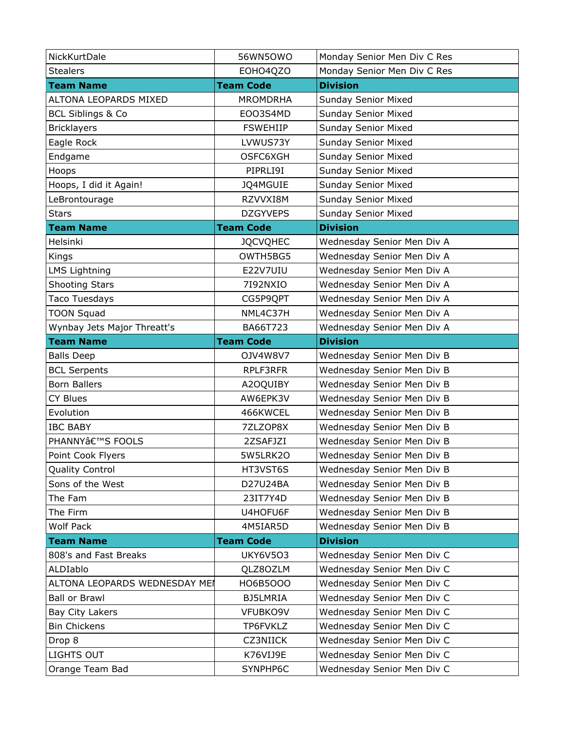| NickKurtDale | 56WN5OWO | Monday Senior Men Div C Res |
|---|---|---|
| Stealers | EOHO4QZO | Monday Senior Men Div C Res |
| **Team Name** | **Team Code** | **Division** |
| ALTONA LEOPARDS MIXED | MROMDRHA | Sunday Senior Mixed |
| BCL Siblings & Co | EOO3S4MD | Sunday Senior Mixed |
| Bricklayers | FSWEHIIP | Sunday Senior Mixed |
| Eagle Rock | LVWUS73Y | Sunday Senior Mixed |
| Endgame | OSFC6XGH | Sunday Senior Mixed |
| Hoops | PIPRLI9I | Sunday Senior Mixed |
| Hoops, I did it Again! | JQ4MGUIE | Sunday Senior Mixed |
| LeBrontourage | RZVVXI8M | Sunday Senior Mixed |
| Stars | DZGYVEPS | Sunday Senior Mixed |
| **Team Name** | **Team Code** | **Division** |
| Helsinki | JQCVQHEC | Wednesday Senior Men Div A |
| Kings | OWTH5BG5 | Wednesday Senior Men Div A |
| LMS Lightning | E22V7UIU | Wednesday Senior Men Div A |
| Shooting Stars | 7I92NXIO | Wednesday Senior Men Div A |
| Taco Tuesdays | CG5P9QPT | Wednesday Senior Men Div A |
| TOON Squad | NML4C37H | Wednesday Senior Men Div A |
| Wynbay Jets Major Threatt's | BA66T723 | Wednesday Senior Men Div A |
| **Team Name** | **Team Code** | **Division** |
| Balls Deep | OJV4W8V7 | Wednesday Senior Men Div B |
| BCL Serpents | RPLF3RFR | Wednesday Senior Men Div B |
| Born Ballers | A2OQUIBY | Wednesday Senior Men Div B |
| CY Blues | AW6EPK3V | Wednesday Senior Men Div B |
| Evolution | 466KWCEL | Wednesday Senior Men Div B |
| IBC BABY | 7ZLZOP8X | Wednesday Senior Men Div B |
| PHANNYâ€™S FOOLS | 2ZSAFJZI | Wednesday Senior Men Div B |
| Point Cook Flyers | 5W5LRK2O | Wednesday Senior Men Div B |
| Quality Control | HT3VST6S | Wednesday Senior Men Div B |
| Sons of the West | D27U24BA | Wednesday Senior Men Div B |
| The Fam | 23IT7Y4D | Wednesday Senior Men Div B |
| The Firm | U4HOFU6F | Wednesday Senior Men Div B |
| Wolf Pack | 4M5IAR5D | Wednesday Senior Men Div B |
| **Team Name** | **Team Code** | **Division** |
| 808's and Fast Breaks | UKY6V5O3 | Wednesday Senior Men Div C |
| ALDIablo | QLZ8OZLM | Wednesday Senior Men Div C |
| ALTONA LEOPARDS WEDNESDAY MEI | HO6B5OOO | Wednesday Senior Men Div C |
| Ball or Brawl | BJ5LMRIA | Wednesday Senior Men Div C |
| Bay City Lakers | VFUBKO9V | Wednesday Senior Men Div C |
| Bin Chickens | TP6FVKLZ | Wednesday Senior Men Div C |
| Drop 8 | CZ3NIICK | Wednesday Senior Men Div C |
| LIGHTS OUT | K76VIJ9E | Wednesday Senior Men Div C |
| Orange Team Bad | SYNPHP6C | Wednesday Senior Men Div C |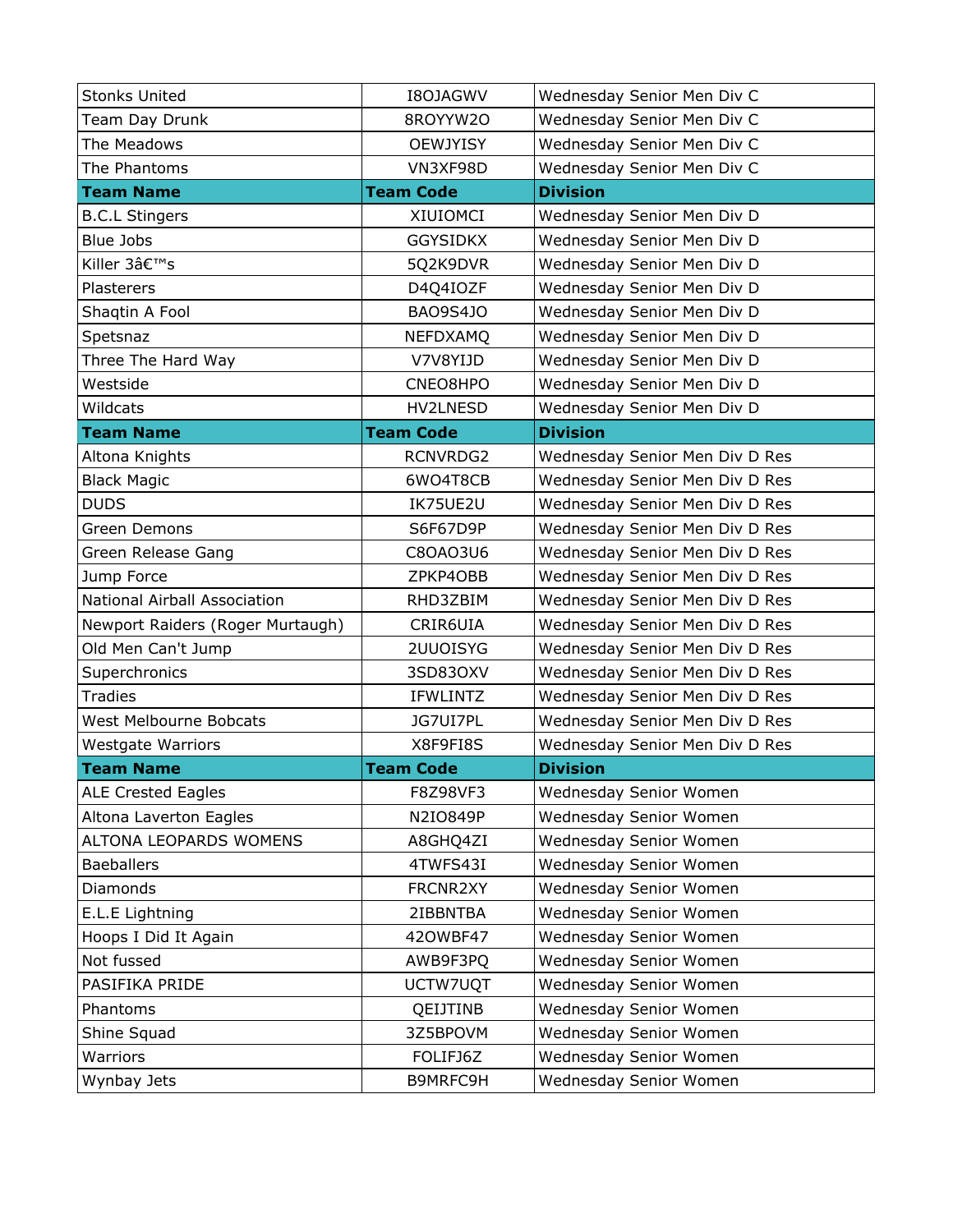| | | |
|---|---|---|
| Stonks United | I8OJAGWV | Wednesday Senior Men Div C |
| Team Day Drunk | 8ROYYW2O | Wednesday Senior Men Div C |
| The Meadows | OEWJYISY | Wednesday Senior Men Div C |
| The Phantoms | VN3XF98D | Wednesday Senior Men Div C |
| **Team Name** | **Team Code** | **Division** |
| B.C.L Stingers | XIUIOMCI | Wednesday Senior Men Div D |
| Blue Jobs | GGYSIDKX | Wednesday Senior Men Div D |
| Killer 3â€™s | 5Q2K9DVR | Wednesday Senior Men Div D |
| Plasterers | D4Q4IOZF | Wednesday Senior Men Div D |
| Shaqtin A Fool | BAO9S4JO | Wednesday Senior Men Div D |
| Spetsnaz | NEFDXAMQ | Wednesday Senior Men Div D |
| Three The Hard Way | V7V8YIJD | Wednesday Senior Men Div D |
| Westside | CNEO8HPO | Wednesday Senior Men Div D |
| Wildcats | HV2LNESD | Wednesday Senior Men Div D |
| **Team Name** | **Team Code** | **Division** |
| Altona Knights | RCNVRDG2 | Wednesday Senior Men Div D Res |
| Black Magic | 6WO4T8CB | Wednesday Senior Men Div D Res |
| DUDS | IK75UE2U | Wednesday Senior Men Div D Res |
| Green Demons | S6F67D9P | Wednesday Senior Men Div D Res |
| Green Release Gang | C8OAO3U6 | Wednesday Senior Men Div D Res |
| Jump Force | ZPKP4OBB | Wednesday Senior Men Div D Res |
| National Airball Association | RHD3ZBIM | Wednesday Senior Men Div D Res |
| Newport Raiders (Roger Murtaugh) | CRIR6UIA | Wednesday Senior Men Div D Res |
| Old Men Can't Jump | 2UUOISYG | Wednesday Senior Men Div D Res |
| Superchronics | 3SD83OXV | Wednesday Senior Men Div D Res |
| Tradies | IFWLINTZ | Wednesday Senior Men Div D Res |
| West Melbourne Bobcats | JG7UI7PL | Wednesday Senior Men Div D Res |
| Westgate Warriors | X8F9FI8S | Wednesday Senior Men Div D Res |
| **Team Name** | **Team Code** | **Division** |
| ALE Crested Eagles | F8Z98VF3 | Wednesday Senior Women |
| Altona Laverton Eagles | N2IO849P | Wednesday Senior Women |
| ALTONA LEOPARDS WOMENS | A8GHQ4ZI | Wednesday Senior Women |
| Baeballers | 4TWFS43I | Wednesday Senior Women |
| Diamonds | FRCNR2XY | Wednesday Senior Women |
| E.L.E Lightning | 2IBBNTBA | Wednesday Senior Women |
| Hoops I Did It Again | 42OWBF47 | Wednesday Senior Women |
| Not fussed | AWB9F3PQ | Wednesday Senior Women |
| PASIFIKA PRIDE | UCTW7UQT | Wednesday Senior Women |
| Phantoms | QEIJTINB | Wednesday Senior Women |
| Shine Squad | 3Z5BPOVM | Wednesday Senior Women |
| Warriors | FOLIFJ6Z | Wednesday Senior Women |
| Wynbay Jets | B9MRFC9H | Wednesday Senior Women |